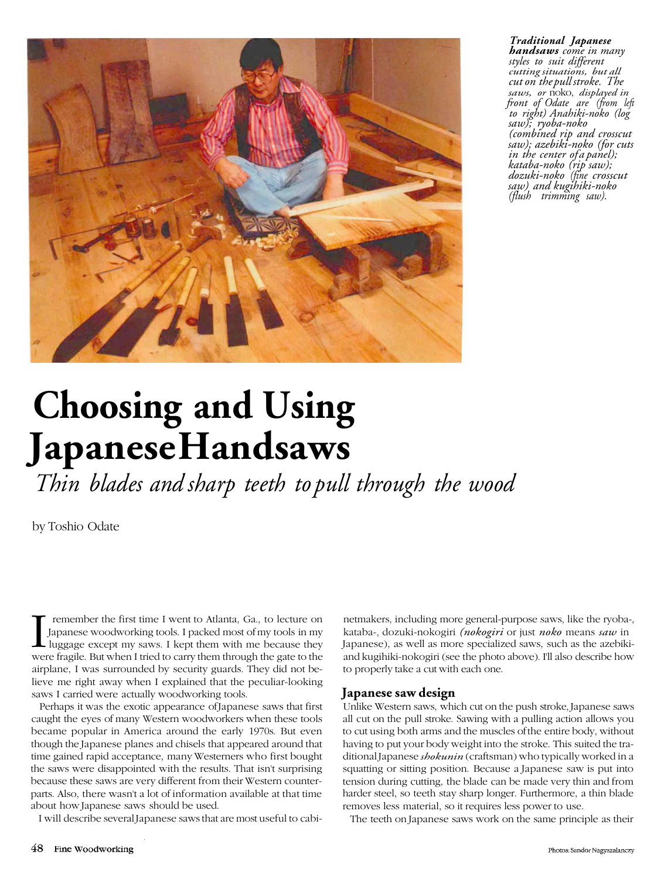***Traditional Japanese handsaws*** *come in many styles to suit different cutting situations, but all cut on the pull stroke. The saws, or* noko, *displayed in front of Odate are (from left to right) Anahiki-noko (log saw); ryoba-noko (combined rip and crosscut saw); azebiki-noko (for cuts in the center of a panel); kataba-noko (rip saw); dozuki-noko (fine crosscut saw) and kugihiki-noko (flush trimming saw).*

# Choosing and Using Japanese Handsaws

*Thin blades and sharp teeth to pull through the wood*

by Toshio Odate

I remember the first time I went to Atlanta, Ga., to lecture on Japanese woodworking tools. I packed most of my tools in my luggage except my saws. I kept them with me because they were fragile. But when I tried to carry them through the gate to the airplane, I was surrounded by security guards. They did not believe me right away when I explained that the peculiar-looking saws I carried were actually woodworking tools.

Perhaps it was the exotic appearance of Japanese saws that first caught the eyes of many Western woodworkers when these tools became popular in America around the early 1970s. But even though the Japanese planes and chisels that appeared around that time gained rapid acceptance, many Westerners who first bought the saws were disappointed with the results. That isn't surprising because these saws are very different from their Western counterparts. Also, there wasn't a lot of information available at that time about how Japanese saws should be used.

I will describe several Japanese saws that are most useful to cabinetmakers, including more general-purpose saws, like the ryoba-, kataba-, dozuki-nokogiri *(nokogiri* or just *noko* means *saw* in Japanese), as well as more specialized saws, such as the azebiki- and kugihiki-nokogiri (see the photo above). I'll also describe how to properly take a cut with each one.

## Japanese saw design

Unlike Western saws, which cut on the push stroke, Japanese saws all cut on the pull stroke. Sawing with a pulling action allows you to cut using both arms and the muscles of the entire body, without having to put your body weight into the stroke. This suited the traditional Japanese *shokunin* (craftsman) who typically worked in a squatting or sitting position. Because a Japanese saw is put into tension during cutting, the blade can be made very thin and from harder steel, so teeth stay sharp longer. Furthermore, a thin blade removes less material, so it requires less power to use.

The teeth on Japanese saws work on the same principle as their

Photos: Sandor Nagyszalanczy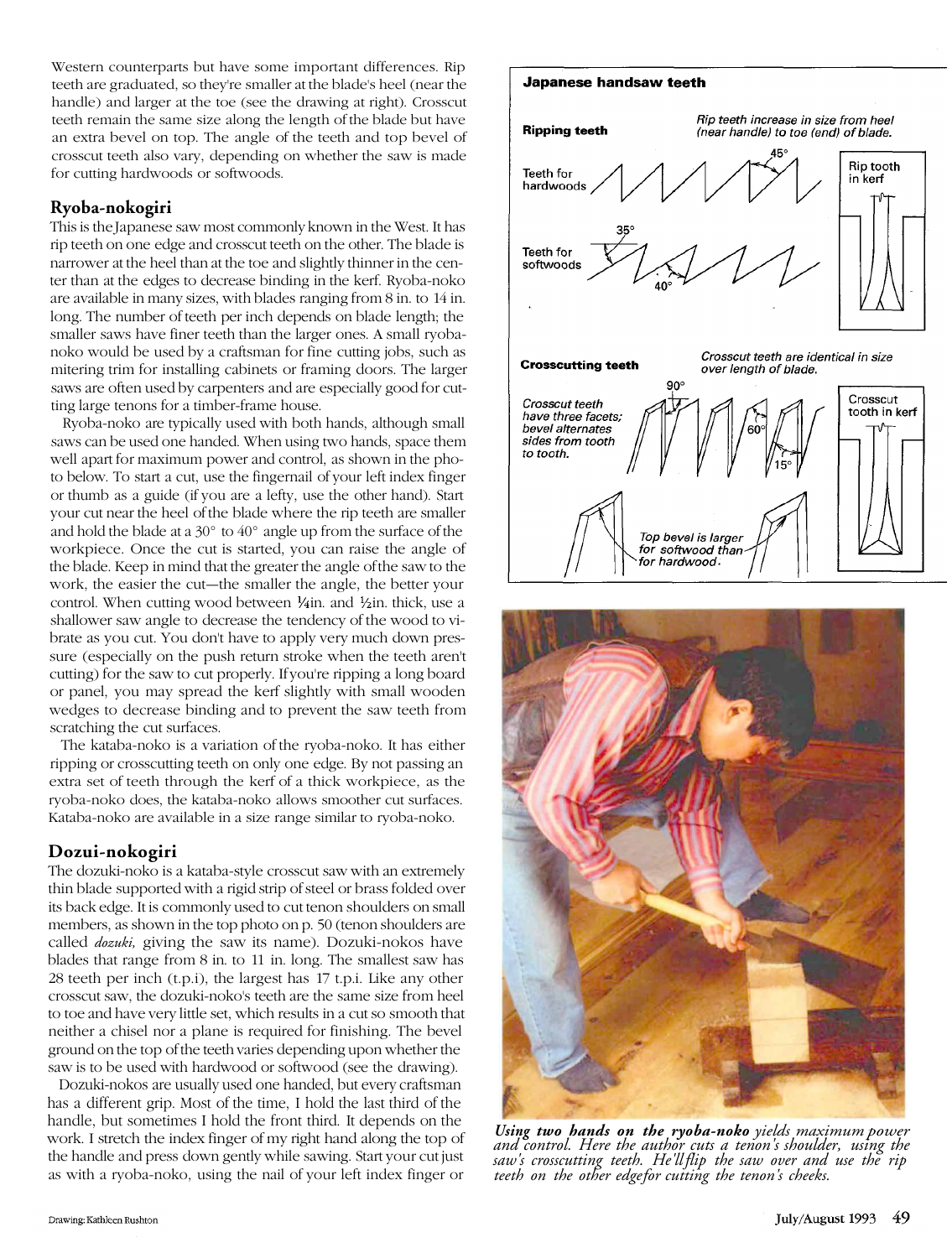Western counterparts but have some important differences. Rip teeth are graduated, so they're smaller at the blade's heel (near the handle) and larger at the toe (see the drawing at right). Crosscut teeth remain the same size along the length of the blade but have an extra bevel on top. The angle of the teeth and top bevel of crosscut teeth also vary, depending on whether the saw is made for cutting hardwoods or softwoods.

## Ryoba-nokogiri

This is the Japanese saw most commonly known in the West. It has rip teeth on one edge and crosscut teeth on the other. The blade is narrower at the heel than at the toe and slightly thinner in the center than at the edges to decrease binding in the kerf. Ryoba-noko are available in many sizes, with blades ranging from 8 in. to 14 in. long. The number of teeth per inch depends on blade length; the smaller saws have finer teeth than the larger ones. A small ryoba-noko would be used by a craftsman for fine cutting jobs, such as mitering trim for installing cabinets or framing doors. The larger saws are often used by carpenters and are especially good for cutting large tenons for a timber-frame house.

Ryoba-noko are typically used with both hands, although small saws can be used one handed. When using two hands, space them well apart for maximum power and control, as shown in the photo below. To start a cut, use the fingernail of your left index finger or thumb as a guide (if you are a lefty, use the other hand). Start your cut near the heel of the blade where the rip teeth are smaller and hold the blade at a 30° to 40° angle up from the surface of the workpiece. Once the cut is started, you can raise the angle of the blade. Keep in mind that the greater the angle of the saw to the work, the easier the cut—the smaller the angle, the better your control. When cutting wood between ¼in. and ½in. thick, use a shallower saw angle to decrease the tendency of the wood to vibrate as you cut. You don't have to apply very much down pressure (especially on the push return stroke when the teeth aren't cutting) for the saw to cut properly. If you're ripping a long board or panel, you may spread the kerf slightly with small wooden wedges to decrease binding and to prevent the saw teeth from scratching the cut surfaces.

The kataba-noko is a variation of the ryoba-noko. It has either ripping or crosscutting teeth on only one edge. By not passing an extra set of teeth through the kerf of a thick workpiece, as the ryoba-noko does, the kataba-noko allows smoother cut surfaces. Kataba-noko are available in a size range similar to ryoba-noko.

## Dozui-nokogiri

The dozuki-noko is a kataba-style crosscut saw with an extremely thin blade supported with a rigid strip of steel or brass folded over its back edge. It is commonly used to cut tenon shoulders on small members, as shown in the top photo on p. 50 (tenon shoulders are called *dozuki,* giving the saw its name). Dozuki-nokos have blades that range from 8 in. to 11 in. long. The smallest saw has 28 teeth per inch (t.p.i), the largest has 17 t.p.i. Like any other crosscut saw, the dozuki-noko's teeth are the same size from heel to toe and have very little set, which results in a cut so smooth that neither a chisel nor a plane is required for finishing. The bevel ground on the top of the teeth varies depending upon whether the saw is to be used with hardwood or softwood (see the drawing).

Dozuki-nokos are usually used one handed, but every craftsman has a different grip. Most of the time, I hold the last third of the handle, but sometimes I hold the front third. It depends on the work. I stretch the index finger of my right hand along the top of the handle and press down gently while sawing. Start your cut just as with a ryoba-noko, using the nail of your left index finger or

**Japanese handsaw teeth**

**Ripping teeth**

*Rip teeth increase in size from heel (near handle) to toe (end) of blade.*

Teeth for hardwoods

45°

Rip tooth in kerf

Teeth for softwoods

35°

40°

**Crosscutting teeth**

*Crosscut teeth are identical in size over length of blade.*

*Crosscut teeth have three facets; bevel alternates sides from tooth to tooth.*

90°

60°

15°

Crosscut tooth in kerf

*Top bevel is larger for softwood than for hardwood.*

***Using two hands on the ryoba-noko*** *yields maximum power and control. Here the author cuts a tenon's shoulder, using the saw's crosscutting teeth. He'll flip the saw over and use the rip teeth on the other edge for cutting the tenon's cheeks.*

Drawing: Kathleen Rushton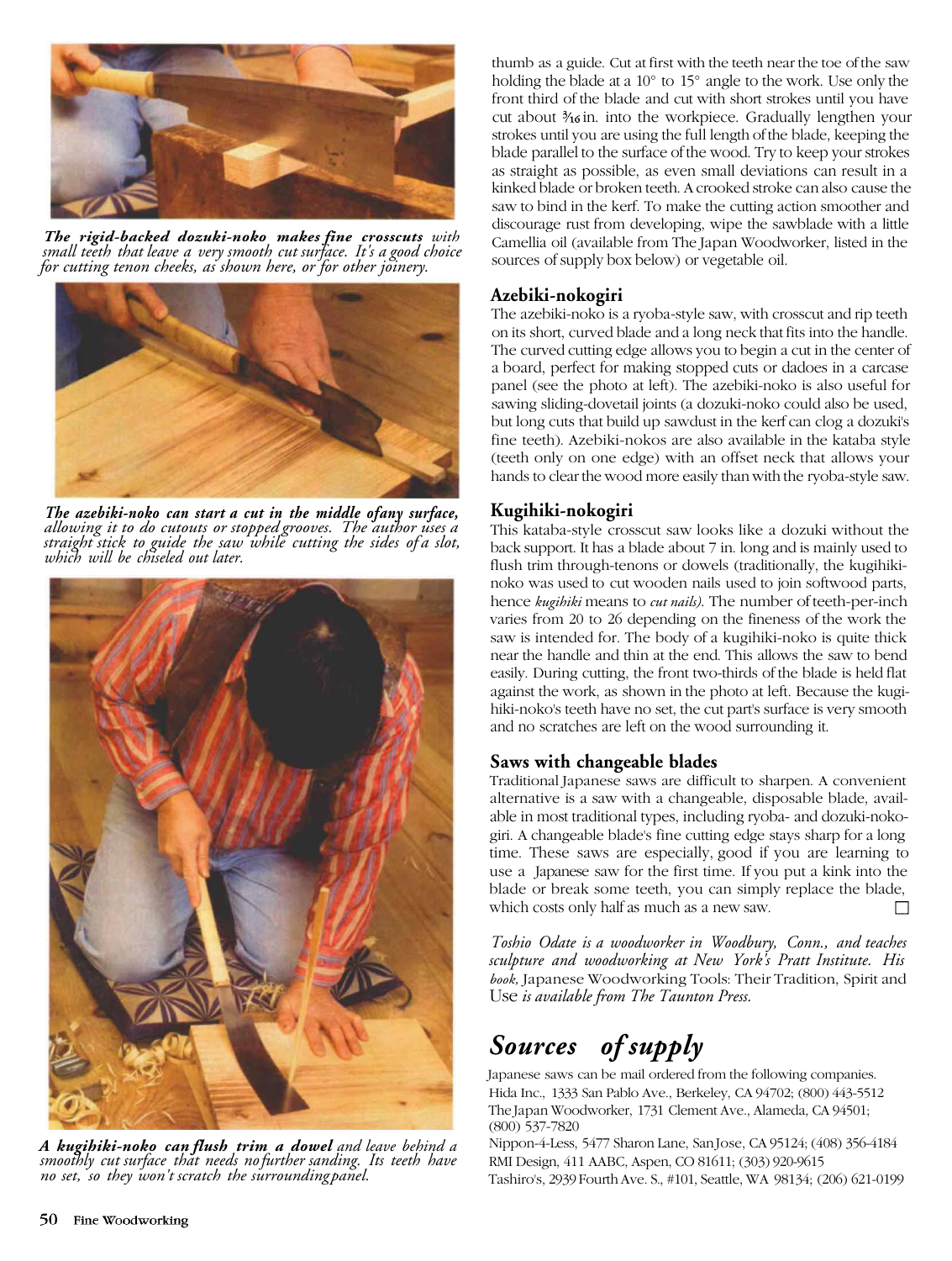*The rigid-backed dozuki-noko makes fine crosscuts with small teeth that leave a very smooth cut surface. It's a good choice for cutting tenon cheeks, as shown here, or for other joinery.*

*The azebiki-noko can start a cut in the middle of any surface, allowing it to do cutouts or stopped grooves. The author uses a straight stick to guide the saw while cutting the sides of a slot, which will be chiseled out later.*

*A kugihiki-noko can flush trim a dowel and leave behind a smoothly cut surface that needs no further sanding. Its teeth have no set, so they won't scratch the surrounding panel.*

thumb as a guide. Cut at first with the teeth near the toe of the saw holding the blade at a 10° to 15° angle to the work. Use only the front third of the blade and cut with short strokes until you have cut about 3⁄16 in. into the workpiece. Gradually lengthen your strokes until you are using the full length of the blade, keeping the blade parallel to the surface of the wood. Try to keep your strokes as straight as possible, as even small deviations can result in a kinked blade or broken teeth. A crooked stroke can also cause the saw to bind in the kerf. To make the cutting action smoother and discourage rust from developing, wipe the sawblade with a little Camellia oil (available from The Japan Woodworker, listed in the sources of supply box below) or vegetable oil.

## Azebiki-nokogiri

The azebiki-noko is a ryoba-style saw, with crosscut and rip teeth on its short, curved blade and a long neck that fits into the handle. The curved cutting edge allows you to begin a cut in the center of a board, perfect for making stopped cuts or dadoes in a carcase panel (see the photo at left). The azebiki-noko is also useful for sawing sliding-dovetail joints (a dozuki-noko could also be used, but long cuts that build up sawdust in the kerf can clog a dozuki's fine teeth). Azebiki-nokos are also available in the kataba style (teeth only on one edge) with an offset neck that allows your hands to clear the wood more easily than with the ryoba-style saw.

## Kugihiki-nokogiri

This kataba-style crosscut saw looks like a dozuki without the back support. It has a blade about 7 in. long and is mainly used to flush trim through-tenons or dowels (traditionally, the kugihiki-noko was used to cut wooden nails used to join softwood parts, hence *kugihiki* means to *cut nails)*. The number of teeth-per-inch varies from 20 to 26 depending on the fineness of the work the saw is intended for. The body of a kugihiki-noko is quite thick near the handle and thin at the end. This allows the saw to bend easily. During cutting, the front two-thirds of the blade is held flat against the work, as shown in the photo at left. Because the kugihiki-noko's teeth have no set, the cut part's surface is very smooth and no scratches are left on the wood surrounding it.

## Saws with changeable blades

Traditional Japanese saws are difficult to sharpen. A convenient alternative is a saw with a changeable, disposable blade, available in most traditional types, including ryoba- and dozuki-nokogiri. A changeable blade's fine cutting edge stays sharp for a long time. These saws are especially, good if you are learning to use a Japanese saw for the first time. If you put a kink into the blade or break some teeth, you can simply replace the blade, which costs only half as much as a new saw. □

*Toshio Odate is a woodworker in Woodbury, Conn., and teaches sculpture and woodworking at New York's Pratt Institute. His book,* Japanese Woodworking Tools: Their Tradition, Spirit and Use *is available from The Taunton Press.*

## *Sources of supply*

Japanese saws can be mail ordered from the following companies.

Hida Inc., 1333 San Pablo Ave., Berkeley, CA 94702; (800) 443-5512

The Japan Woodworker, 1731 Clement Ave., Alameda, CA 94501; (800) 537-7820

Nippon-4-Less, 5477 Sharon Lane, San Jose, CA 95124; (408) 356-4184

RMI Design, 411 AABC, Aspen, CO 81611; (303) 920-9615

Tashiro's, 2939 Fourth Ave. S., #101, Seattle, WA 98134; (206) 621-0199